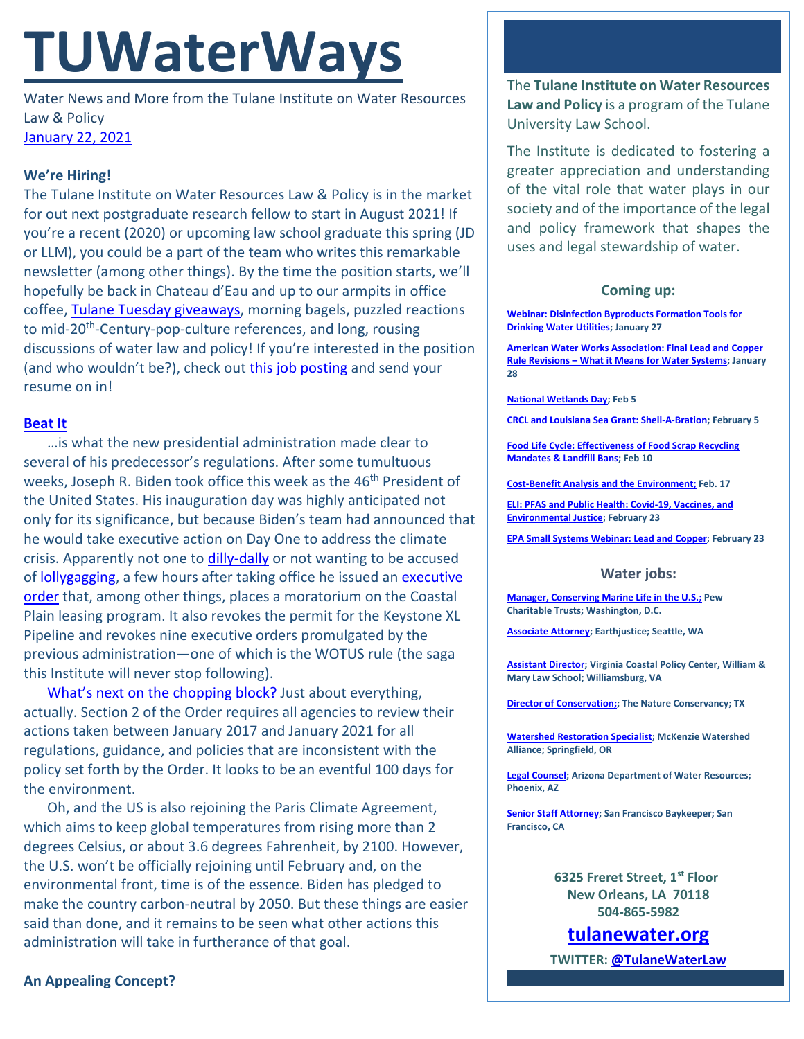# TUWaterWays

Water News and More from the Tulane Institute on Water Resources Law & Policy
January 22, 2021

**We're Hiring!**

The Tulane Institute on Water Resources Law & Policy is in the market for out next postgraduate research fellow to start in August 2021! If you're a recent (2020) or upcoming law school graduate this spring (JD or LLM), you could be a part of the team who writes this remarkable newsletter (among other things). By the time the position starts, we'll hopefully be back in Chateau d'Eau and up to our armpits in office coffee, Tulane Tuesday giveaways, morning bagels, puzzled reactions to mid-20th-Century-pop-culture references, and long, rousing discussions of water law and policy! If you're interested in the position (and who wouldn't be?), check out this job posting and send your resume on in!

**Beat It**

…is what the new presidential administration made clear to several of his predecessor's regulations. After some tumultuous weeks, Joseph R. Biden took office this week as the 46th President of the United States. His inauguration day was highly anticipated not only for its significance, but because Biden's team had announced that he would take executive action on Day One to address the climate crisis. Apparently not one to dilly-dally or not wanting to be accused of lollygagging, a few hours after taking office he issued an executive order that, among other things, places a moratorium on the Coastal Plain leasing program. It also revokes the permit for the Keystone XL Pipeline and revokes nine executive orders promulgated by the previous administration—one of which is the WOTUS rule (the saga this Institute will never stop following).

What's next on the chopping block? Just about everything, actually. Section 2 of the Order requires all agencies to review their actions taken between January 2017 and January 2021 for all regulations, guidance, and policies that are inconsistent with the policy set forth by the Order. It looks to be an eventful 100 days for the environment.

Oh, and the US is also rejoining the Paris Climate Agreement, which aims to keep global temperatures from rising more than 2 degrees Celsius, or about 3.6 degrees Fahrenheit, by 2100. However, the U.S. won't be officially rejoining until February and, on the environmental front, time is of the essence. Biden has pledged to make the country carbon-neutral by 2050. But these things are easier said than done, and it remains to be seen what other actions this administration will take in furtherance of that goal.

**An Appealing Concept?**

The **Tulane Institute on Water Resources Law and Policy** is a program of the Tulane University Law School.

The Institute is dedicated to fostering a greater appreciation and understanding of the vital role that water plays in our society and of the importance of the legal and policy framework that shapes the uses and legal stewardship of water.

### Coming up:

**Webinar: Disinfection Byproducts Formation Tools for Drinking Water Utilities; January 27**

**American Water Works Association: Final Lead and Copper Rule Revisions – What it Means for Water Systems; January 28**

**National Wetlands Day; Feb 5**

**CRCL and Louisiana Sea Grant: Shell-A-Bration; February 5**

**Food Life Cycle: Effectiveness of Food Scrap Recycling Mandates & Landfill Bans; Feb 10**

**Cost-Benefit Analysis and the Environment; Feb. 17**

**ELI: PFAS and Public Health: Covid-19, Vaccines, and Environmental Justice; February 23**

**EPA Small Systems Webinar: Lead and Copper; February 23**

### Water jobs:

**Manager, Conserving Marine Life in the U.S.; Pew Charitable Trusts; Washington, D.C.**

**Associate Attorney; Earthjustice; Seattle, WA**

**Assistant Director; Virginia Coastal Policy Center, William & Mary Law School; Williamsburg, VA**

**Director of Conservation;; The Nature Conservancy; TX**

**Watershed Restoration Specialist; McKenzie Watershed Alliance; Springfield, OR**

**Legal Counsel; Arizona Department of Water Resources; Phoenix, AZ**

**Senior Staff Attorney; San Francisco Baykeeper; San Francisco, CA**

**6325 Freret Street, 1st Floor**
**New Orleans, LA 70118**
**504-865-5982**

**tulanewater.org**

**TWITTER: @TulaneWaterLaw**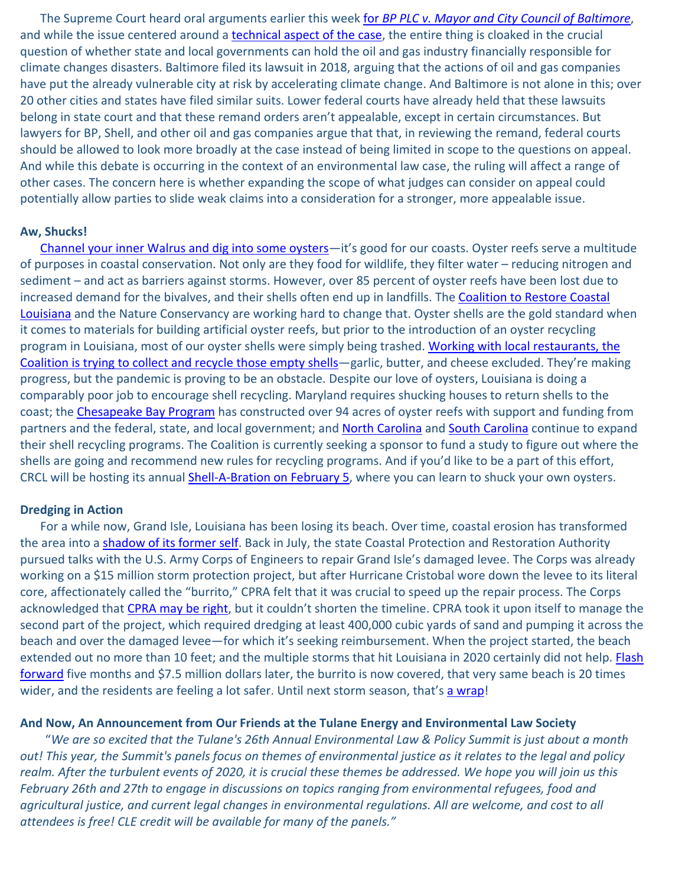The Supreme Court heard oral arguments earlier this week for *BP PLC v. Mayor and City Council of Baltimore*, and while the issue centered around a technical aspect of the case, the entire thing is cloaked in the crucial question of whether state and local governments can hold the oil and gas industry financially responsible for climate changes disasters. Baltimore filed its lawsuit in 2018, arguing that the actions of oil and gas companies have put the already vulnerable city at risk by accelerating climate change. And Baltimore is not alone in this; over 20 other cities and states have filed similar suits. Lower federal courts have already held that these lawsuits belong in state court and that these remand orders aren't appealable, except in certain circumstances. But lawyers for BP, Shell, and other oil and gas companies argue that that, in reviewing the remand, federal courts should be allowed to look more broadly at the case instead of being limited in scope to the questions on appeal. And while this debate is occurring in the context of an environmental law case, the ruling will affect a range of other cases. The concern here is whether expanding the scope of what judges can consider on appeal could potentially allow parties to slide weak claims into a consideration for a stronger, more appealable issue.

**Aw, Shucks!**

Channel your inner Walrus and dig into some oysters—it's good for our coasts. Oyster reefs serve a multitude of purposes in coastal conservation. Not only are they food for wildlife, they filter water – reducing nitrogen and sediment – and act as barriers against storms. However, over 85 percent of oyster reefs have been lost due to increased demand for the bivalves, and their shells often end up in landfills. The Coalition to Restore Coastal Louisiana and the Nature Conservancy are working hard to change that. Oyster shells are the gold standard when it comes to materials for building artificial oyster reefs, but prior to the introduction of an oyster recycling program in Louisiana, most of our oyster shells were simply being trashed. Working with local restaurants, the Coalition is trying to collect and recycle those empty shells—garlic, butter, and cheese excluded. They're making progress, but the pandemic is proving to be an obstacle. Despite our love of oysters, Louisiana is doing a comparably poor job to encourage shell recycling. Maryland requires shucking houses to return shells to the coast; the Chesapeake Bay Program has constructed over 94 acres of oyster reefs with support and funding from partners and the federal, state, and local government; and North Carolina and South Carolina continue to expand their shell recycling programs. The Coalition is currently seeking a sponsor to fund a study to figure out where the shells are going and recommend new rules for recycling programs. And if you'd like to be a part of this effort, CRCL will be hosting its annual Shell-A-Bration on February 5, where you can learn to shuck your own oysters.

**Dredging in Action**

For a while now, Grand Isle, Louisiana has been losing its beach. Over time, coastal erosion has transformed the area into a shadow of its former self. Back in July, the state Coastal Protection and Restoration Authority pursued talks with the U.S. Army Corps of Engineers to repair Grand Isle's damaged levee. The Corps was already working on a $15 million storm protection project, but after Hurricane Cristobal wore down the levee to its literal core, affectionately called the "burrito," CPRA felt that it was crucial to speed up the repair process. The Corps acknowledged that CPRA may be right, but it couldn't shorten the timeline. CPRA took it upon itself to manage the second part of the project, which required dredging at least 400,000 cubic yards of sand and pumping it across the beach and over the damaged levee—for which it's seeking reimbursement. When the project started, the beach extended out no more than 10 feet; and the multiple storms that hit Louisiana in 2020 certainly did not help. Flash forward five months and $7.5 million dollars later, the burrito is now covered, that very same beach is 20 times wider, and the residents are feeling a lot safer. Until next storm season, that's a wrap!

**And Now, An Announcement from Our Friends at the Tulane Energy and Environmental Law Society**

*"We are so excited that the Tulane's 26th Annual Environmental Law & Policy Summit is just about a month out! This year, the Summit's panels focus on themes of environmental justice as it relates to the legal and policy realm. After the turbulent events of 2020, it is crucial these themes be addressed. We hope you will join us this February 26th and 27th to engage in discussions on topics ranging from environmental refugees, food and agricultural justice, and current legal changes in environmental regulations. All are welcome, and cost to all attendees is free! CLE credit will be available for many of the panels."*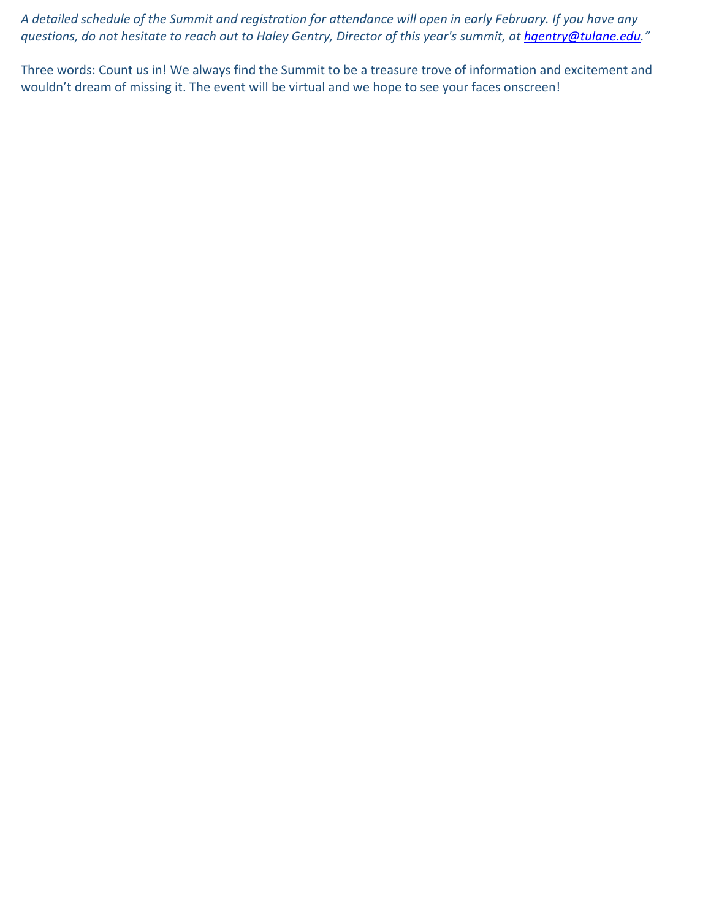*A detailed schedule of the Summit and registration for attendance will open in early February. If you have any questions, do not hesitate to reach out to Haley Gentry, Director of this year's summit, at [hgentry@tulane.edu](mailto:hgentry@tulane.edu)."*

Three words: Count us in! We always find the Summit to be a treasure trove of information and excitement and wouldn't dream of missing it. The event will be virtual and we hope to see your faces onscreen!